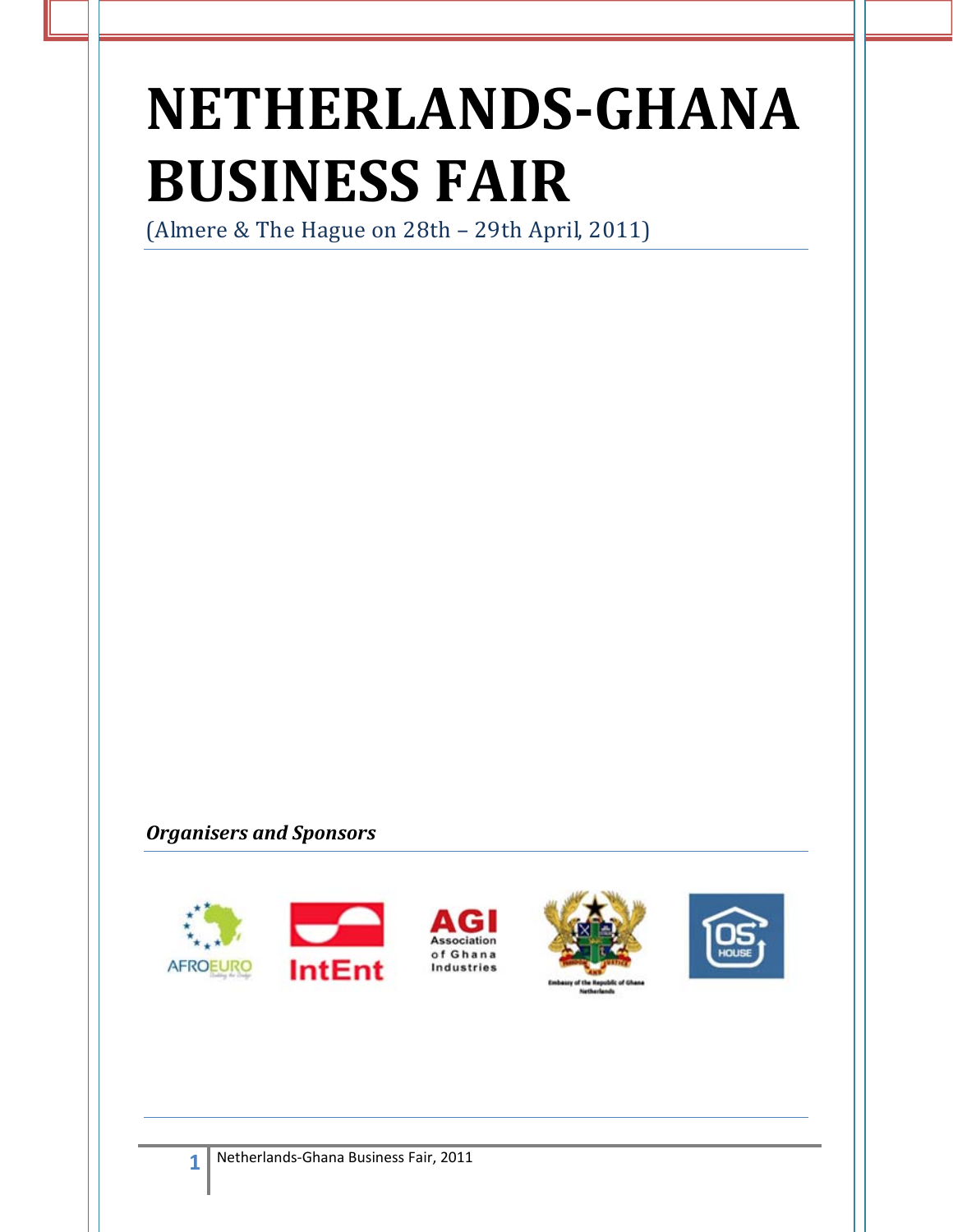# NETHERLANDS-GHANA BUSINESS FAIR

(Almere & The Hague on 28th – 29th April, 2011)

***Organisers and Sponsors***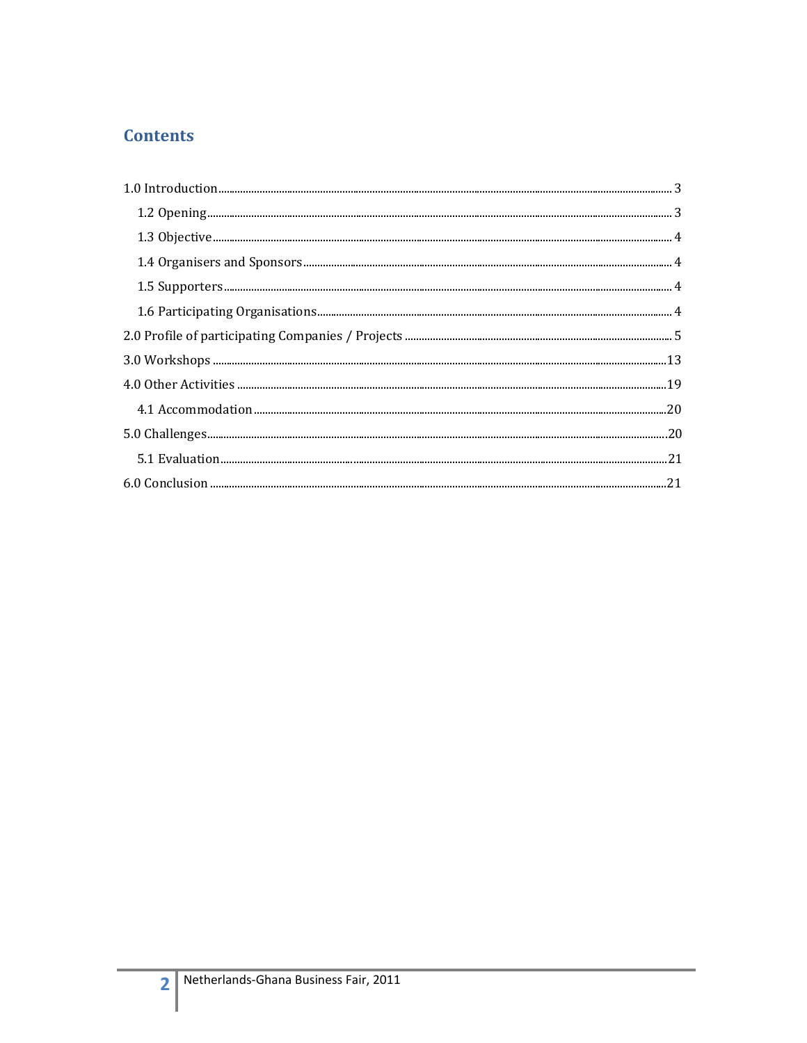## Contents

1.0 Introduction .......... 3

- 1.2 Opening .......... 3
- 1.3 Objective .......... 4
- 1.4 Organisers and Sponsors .......... 4
- 1.5 Supporters .......... 4
- 1.6 Participating Organisations .......... 4

2.0 Profile of participating Companies / Projects .......... 5

3.0 Workshops .......... 13

4.0 Other Activities .......... 19

- 4.1 Accommodation .......... 20

5.0 Challenges .......... 20

- 5.1 Evaluation .......... 21

6.0 Conclusion .......... 21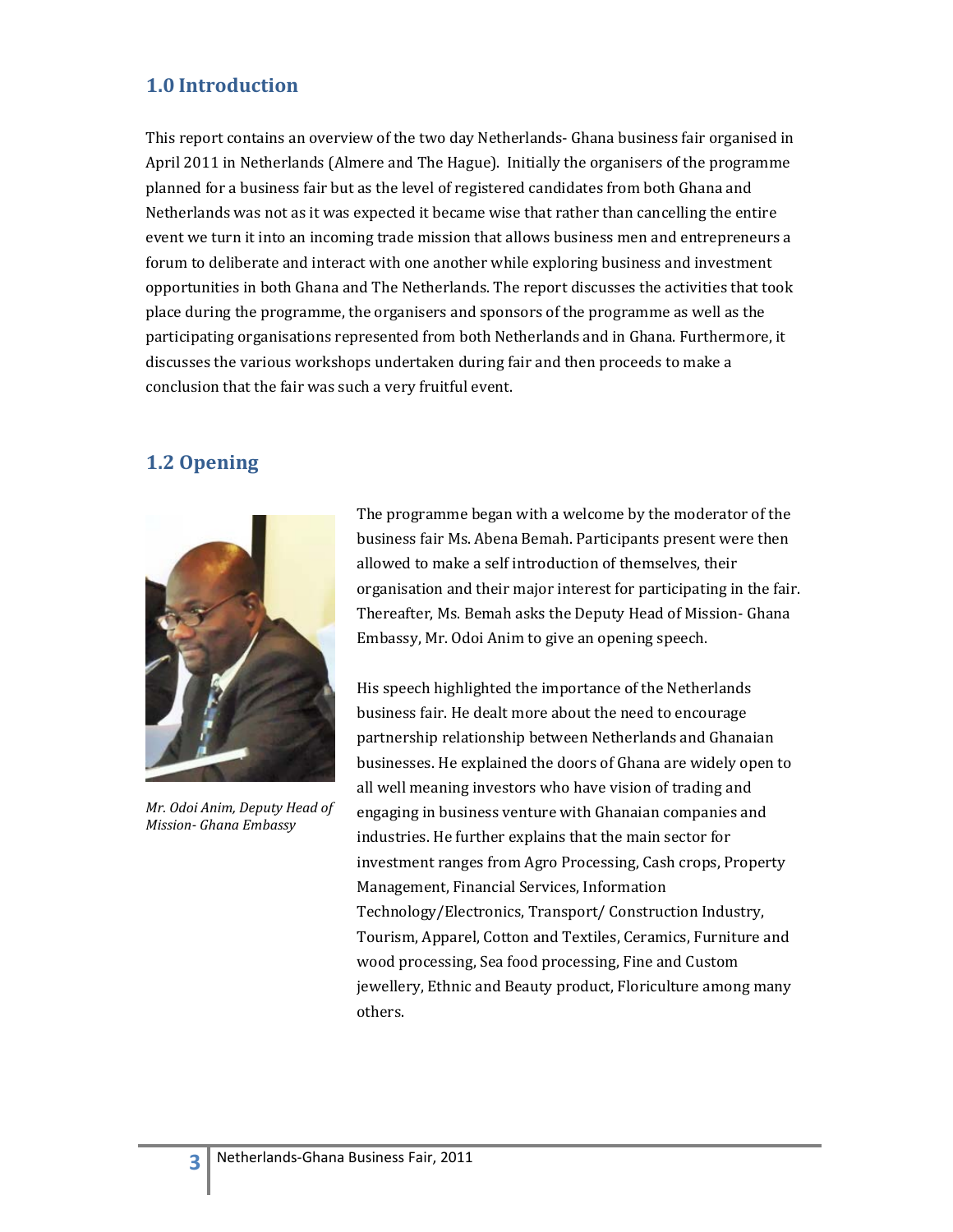## 1.0 Introduction

This report contains an overview of the two day Netherlands- Ghana business fair organised in April 2011 in Netherlands (Almere and The Hague). Initially the organisers of the programme planned for a business fair but as the level of registered candidates from both Ghana and Netherlands was not as it was expected it became wise that rather than cancelling the entire event we turn it into an incoming trade mission that allows business men and entrepreneurs a forum to deliberate and interact with one another while exploring business and investment opportunities in both Ghana and The Netherlands. The report discusses the activities that took place during the programme, the organisers and sponsors of the programme as well as the participating organisations represented from both Netherlands and in Ghana. Furthermore, it discusses the various workshops undertaken during fair and then proceeds to make a conclusion that the fair was such a very fruitful event.

## 1.2 Opening

*Mr. Odoi Anim, Deputy Head of Mission- Ghana Embassy*

The programme began with a welcome by the moderator of the business fair Ms. Abena Bemah. Participants present were then allowed to make a self introduction of themselves, their organisation and their major interest for participating in the fair. Thereafter, Ms. Bemah asks the Deputy Head of Mission- Ghana Embassy, Mr. Odoi Anim to give an opening speech.

His speech highlighted the importance of the Netherlands business fair. He dealt more about the need to encourage partnership relationship between Netherlands and Ghanaian businesses. He explained the doors of Ghana are widely open to all well meaning investors who have vision of trading and engaging in business venture with Ghanaian companies and industries. He further explains that the main sector for investment ranges from Agro Processing, Cash crops, Property Management, Financial Services, Information Technology/Electronics, Transport/ Construction Industry, Tourism, Apparel, Cotton and Textiles, Ceramics, Furniture and wood processing, Sea food processing, Fine and Custom jewellery, Ethnic and Beauty product, Floriculture among many others.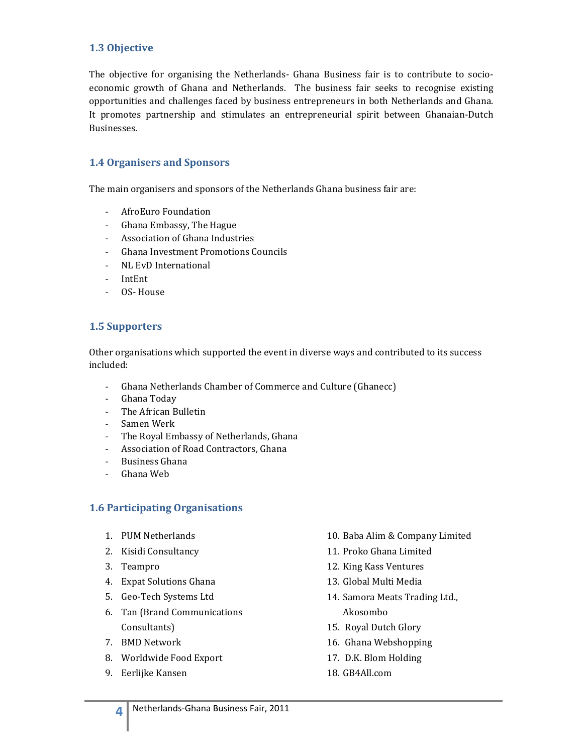### 1.3 Objective

The objective for organising the Netherlands- Ghana Business fair is to contribute to socio-economic growth of Ghana and Netherlands. The business fair seeks to recognise existing opportunities and challenges faced by business entrepreneurs in both Netherlands and Ghana. It promotes partnership and stimulates an entrepreneurial spirit between Ghanaian-Dutch Businesses.

### 1.4 Organisers and Sponsors

The main organisers and sponsors of the Netherlands Ghana business fair are:

- AfroEuro Foundation
- Ghana Embassy, The Hague
- Association of Ghana Industries
- Ghana Investment Promotions Councils
- NL EvD International
- IntEnt
- OS- House

### 1.5 Supporters

Other organisations which supported the event in diverse ways and contributed to its success included:

- Ghana Netherlands Chamber of Commerce and Culture (Ghanecc)
- Ghana Today
- The African Bulletin
- Samen Werk
- The Royal Embassy of Netherlands, Ghana
- Association of Road Contractors, Ghana
- Business Ghana
- Ghana Web

### 1.6 Participating Organisations

1. PUM Netherlands
2. Kisidi Consultancy
3. Teampro
4. Expat Solutions Ghana
5. Geo-Tech Systems Ltd
6. Tan (Brand Communications Consultants)
7. BMD Network
8. Worldwide Food Export
9. Eerlijke Kansen
10. Baba Alim & Company Limited
11. Proko Ghana Limited
12. King Kass Ventures
13. Global Multi Media
14. Samora Meats Trading Ltd., Akosombo
15. Royal Dutch Glory
16. Ghana Webshopping
17. D.K. Blom Holding
18. GB4All.com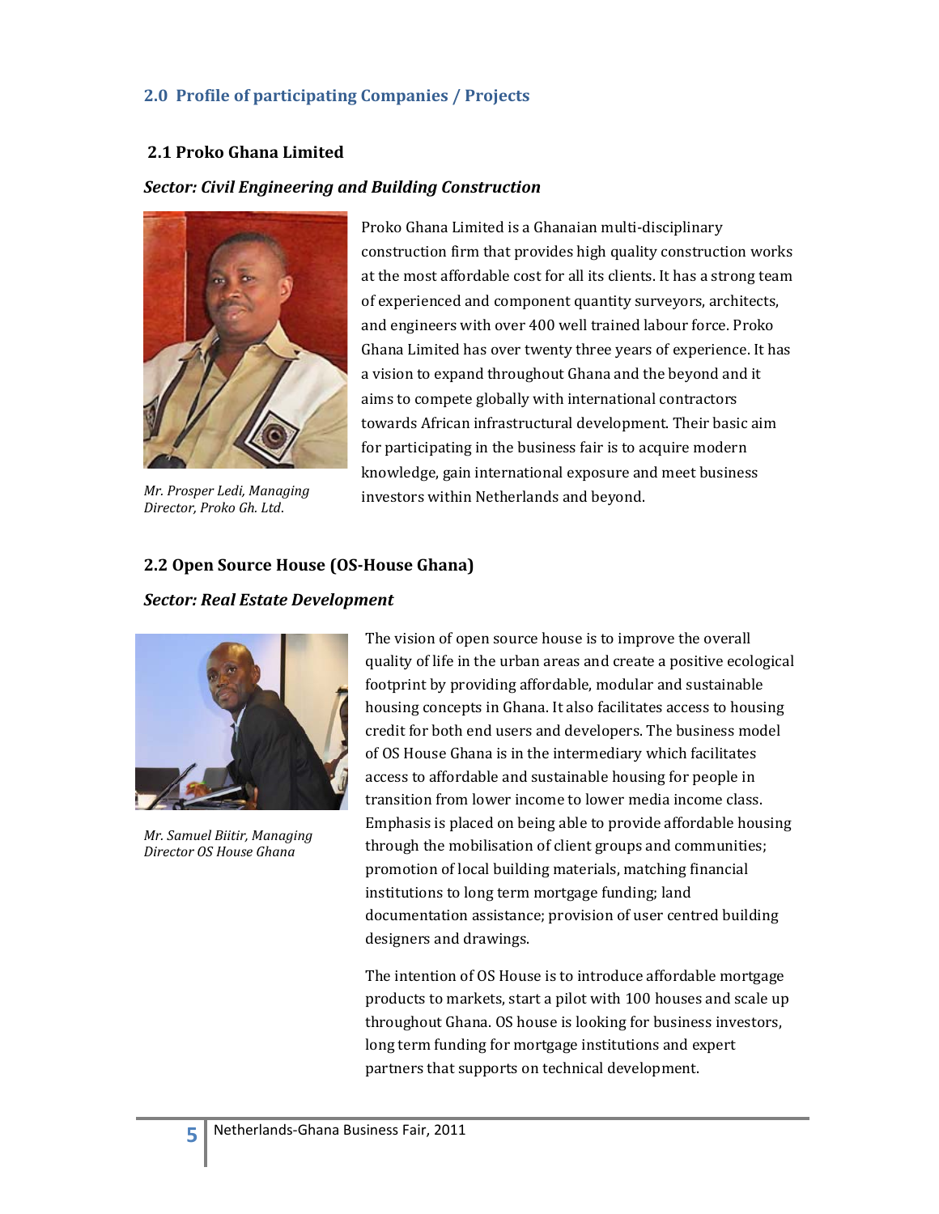## 2.0 Profile of participating Companies / Projects

### 2.1 Proko Ghana Limited

***Sector: Civil Engineering and Building Construction***

*Mr. Prosper Ledi, Managing Director, Proko Gh. Ltd.*

Proko Ghana Limited is a Ghanaian multi-disciplinary construction firm that provides high quality construction works at the most affordable cost for all its clients. It has a strong team of experienced and component quantity surveyors, architects, and engineers with over 400 well trained labour force. Proko Ghana Limited has over twenty three years of experience. It has a vision to expand throughout Ghana and the beyond and it aims to compete globally with international contractors towards African infrastructural development. Their basic aim for participating in the business fair is to acquire modern knowledge, gain international exposure and meet business investors within Netherlands and beyond.

### 2.2 Open Source House (OS-House Ghana)

***Sector: Real Estate Development***

*Mr. Samuel Biitir, Managing Director OS House Ghana*

The vision of open source house is to improve the overall quality of life in the urban areas and create a positive ecological footprint by providing affordable, modular and sustainable housing concepts in Ghana. It also facilitates access to housing credit for both end users and developers. The business model of OS House Ghana is in the intermediary which facilitates access to affordable and sustainable housing for people in transition from lower income to lower media income class. Emphasis is placed on being able to provide affordable housing through the mobilisation of client groups and communities; promotion of local building materials, matching financial institutions to long term mortgage funding; land documentation assistance; provision of user centred building designers and drawings.

The intention of OS House is to introduce affordable mortgage products to markets, start a pilot with 100 houses and scale up throughout Ghana. OS house is looking for business investors, long term funding for mortgage institutions and expert partners that supports on technical development.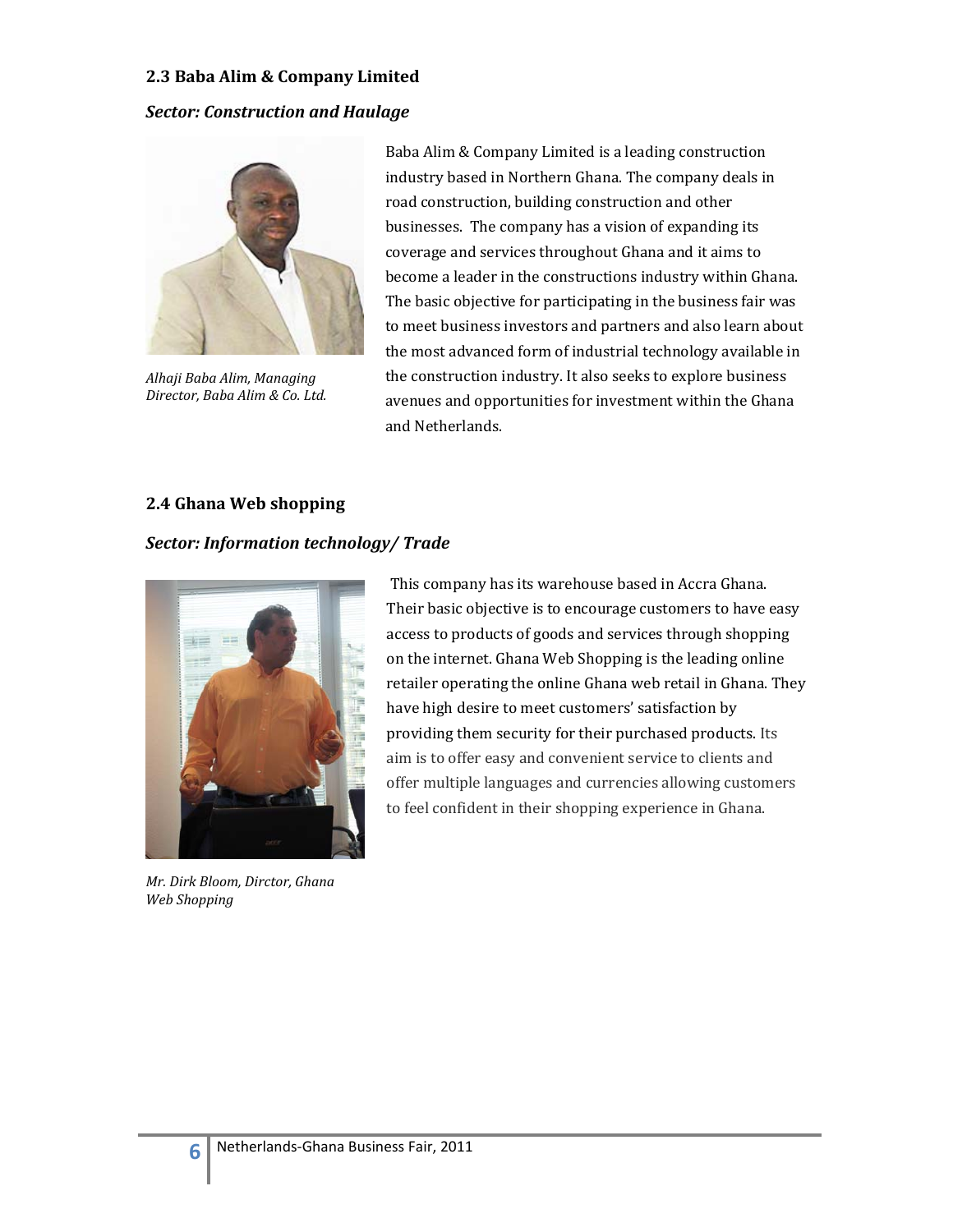### 2.3 Baba Alim & Company Limited

***Sector: Construction and Haulage***

*Alhaji Baba Alim, Managing Director, Baba Alim & Co. Ltd.*

Baba Alim & Company Limited is a leading construction industry based in Northern Ghana. The company deals in road construction, building construction and other businesses. The company has a vision of expanding its coverage and services throughout Ghana and it aims to become a leader in the constructions industry within Ghana. The basic objective for participating in the business fair was to meet business investors and partners and also learn about the most advanced form of industrial technology available in the construction industry. It also seeks to explore business avenues and opportunities for investment within the Ghana and Netherlands.

### 2.4 Ghana Web shopping

***Sector: Information technology/ Trade***

*Mr. Dirk Bloom, Dirctor, Ghana Web Shopping*

This company has its warehouse based in Accra Ghana. Their basic objective is to encourage customers to have easy access to products of goods and services through shopping on the internet. Ghana Web Shopping is the leading online retailer operating the online Ghana web retail in Ghana. They have high desire to meet customers' satisfaction by providing them security for their purchased products. Its aim is to offer easy and convenient service to clients and offer multiple languages and currencies allowing customers to feel confident in their shopping experience in Ghana.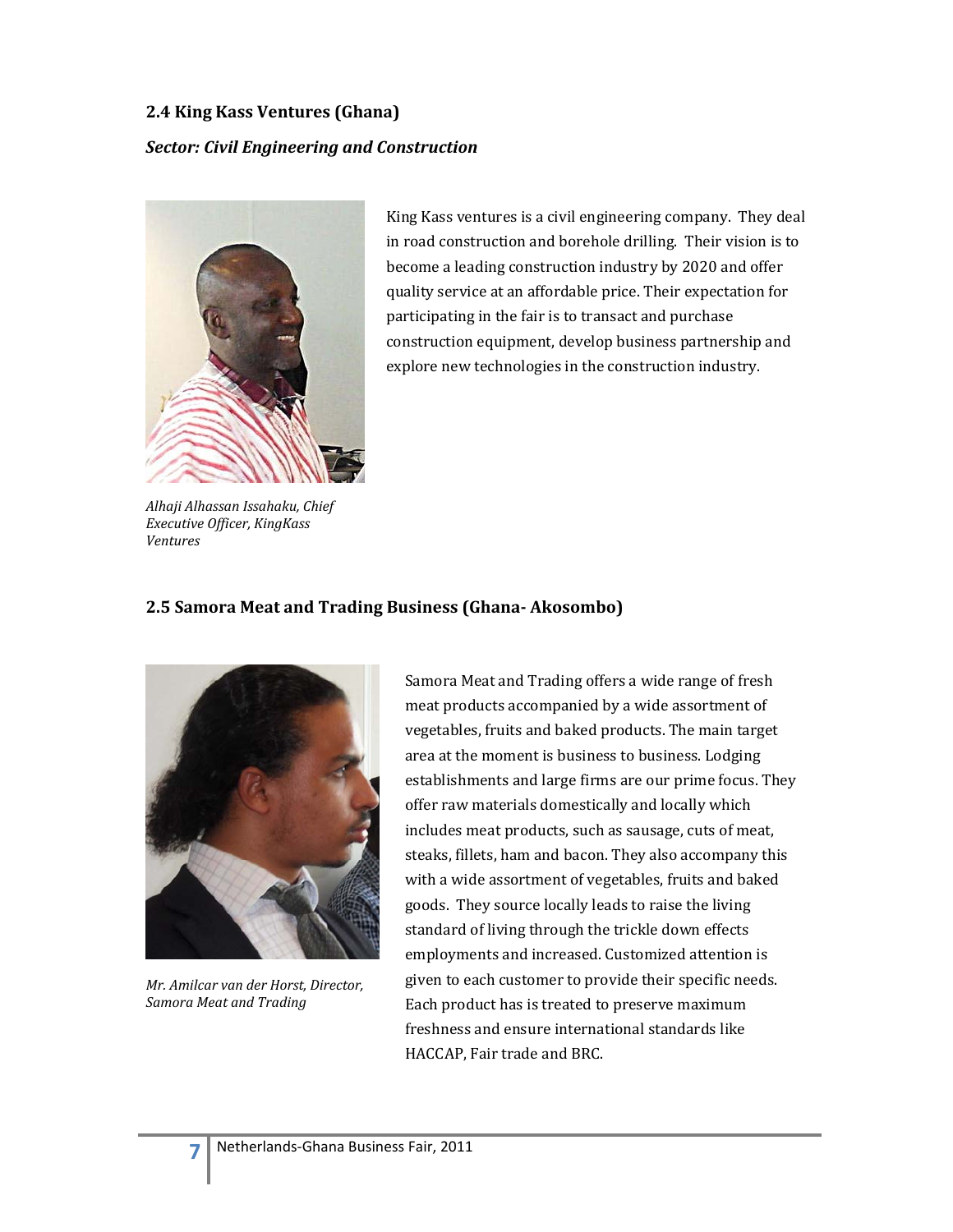## 2.4 King Kass Ventures (Ghana)

***Sector: Civil Engineering and Construction***

King Kass ventures is a civil engineering company. They deal in road construction and borehole drilling. Their vision is to become a leading construction industry by 2020 and offer quality service at an affordable price. Their expectation for participating in the fair is to transact and purchase construction equipment, develop business partnership and explore new technologies in the construction industry.

*Alhaji Alhassan Issahaku, Chief Executive Officer, KingKass Ventures*

## 2.5 Samora Meat and Trading Business (Ghana- Akosombo)

Samora Meat and Trading offers a wide range of fresh meat products accompanied by a wide assortment of vegetables, fruits and baked products. The main target area at the moment is business to business. Lodging establishments and large firms are our prime focus. They offer raw materials domestically and locally which includes meat products, such as sausage, cuts of meat, steaks, fillets, ham and bacon. They also accompany this with a wide assortment of vegetables, fruits and baked goods. They source locally leads to raise the living standard of living through the trickle down effects employments and increased. Customized attention is given to each customer to provide their specific needs. Each product has is treated to preserve maximum freshness and ensure international standards like HACCAP, Fair trade and BRC.

*Mr. Amilcar van der Horst, Director, Samora Meat and Trading*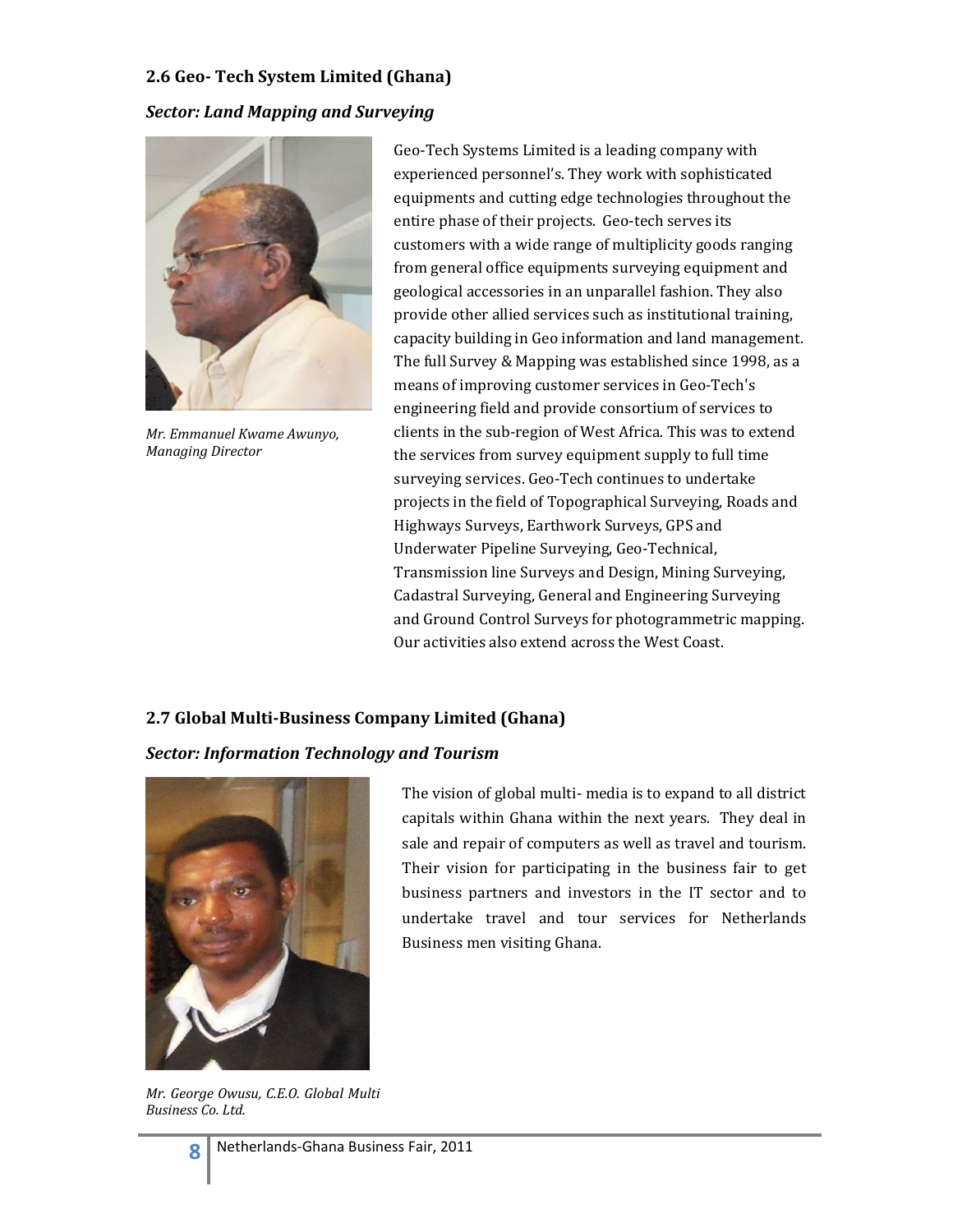## 2.6 Geo- Tech System Limited (Ghana)

### *Sector: Land Mapping and Surveying*

*Mr. Emmanuel Kwame Awunyo, Managing Director*

Geo-Tech Systems Limited is a leading company with experienced personnel's. They work with sophisticated equipments and cutting edge technologies throughout the entire phase of their projects. Geo-tech serves its customers with a wide range of multiplicity goods ranging from general office equipments surveying equipment and geological accessories in an unparallel fashion. They also provide other allied services such as institutional training, capacity building in Geo information and land management. The full Survey & Mapping was established since 1998, as a means of improving customer services in Geo-Tech's engineering field and provide consortium of services to clients in the sub-region of West Africa. This was to extend the services from survey equipment supply to full time surveying services. Geo-Tech continues to undertake projects in the field of Topographical Surveying, Roads and Highways Surveys, Earthwork Surveys, GPS and Underwater Pipeline Surveying, Geo-Technical, Transmission line Surveys and Design, Mining Surveying, Cadastral Surveying, General and Engineering Surveying and Ground Control Surveys for photogrammetric mapping. Our activities also extend across the West Coast.

## 2.7 Global Multi-Business Company Limited (Ghana)

### *Sector: Information Technology and Tourism*

*Mr. George Owusu, C.E.O. Global Multi Business Co. Ltd.*

The vision of global multi- media is to expand to all district capitals within Ghana within the next years. They deal in sale and repair of computers as well as travel and tourism. Their vision for participating in the business fair to get business partners and investors in the IT sector and to undertake travel and tour services for Netherlands Business men visiting Ghana.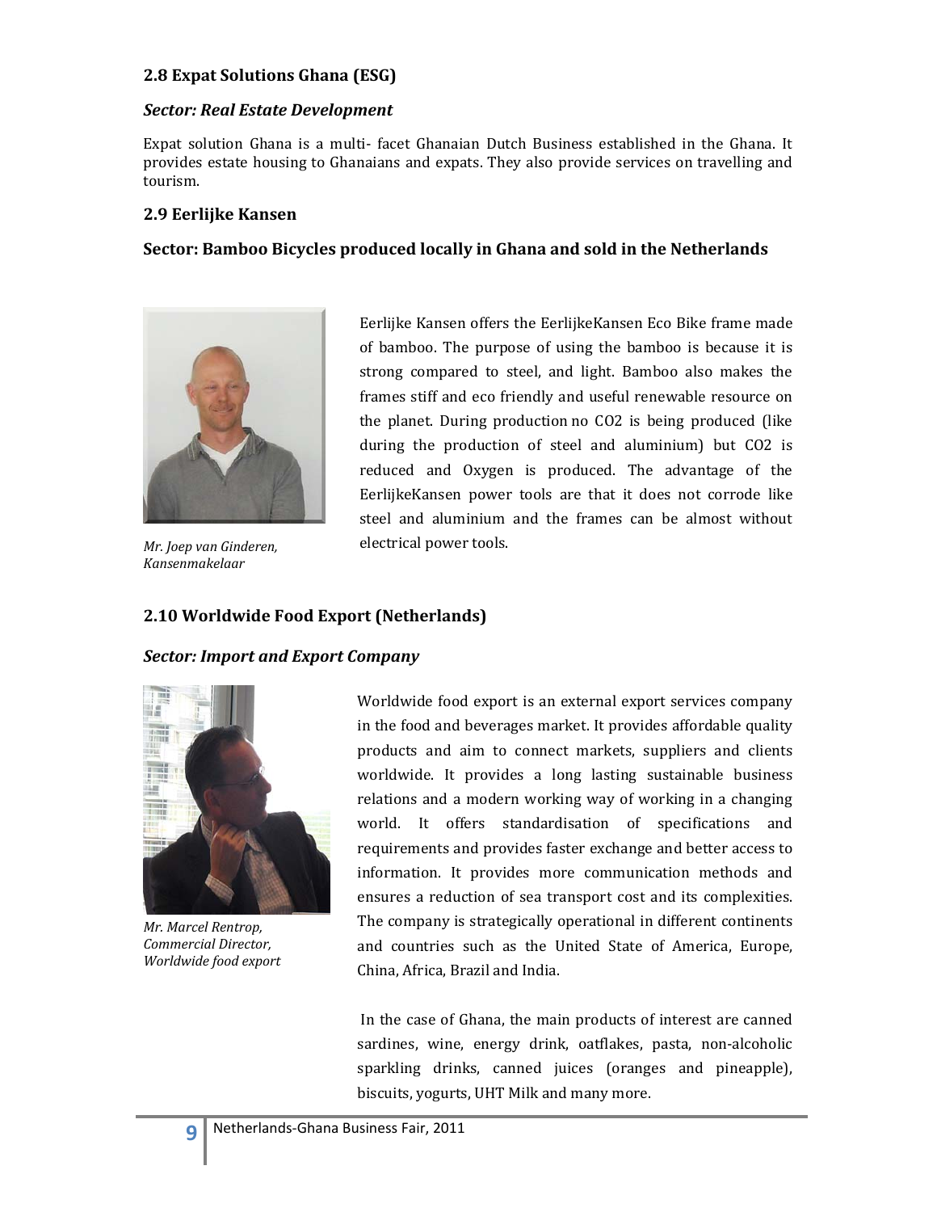## 2.8 Expat Solutions Ghana (ESG)

### *Sector: Real Estate Development*

Expat solution Ghana is a multi- facet Ghanaian Dutch Business established in the Ghana. It provides estate housing to Ghanaians and expats. They also provide services on travelling and tourism.

## 2.9 Eerlijke Kansen

### Sector: Bamboo Bicycles produced locally in Ghana and sold in the Netherlands

*Mr. Joep van Ginderen, Kansenmakelaar*

Eerlijke Kansen offers the EerlijkeKansen Eco Bike frame made of bamboo. The purpose of using the bamboo is because it is strong compared to steel, and light. Bamboo also makes the frames stiff and eco friendly and useful renewable resource on the planet. During production no $CO_2$ is being produced (like during the production of steel and aluminium) but $CO_2$ is reduced and Oxygen is produced. The advantage of the EerlijkeKansen power tools are that it does not corrode like steel and aluminium and the frames can be almost without electrical power tools.

## 2.10 Worldwide Food Export (Netherlands)

### *Sector: Import and Export Company*

*Mr. Marcel Rentrop, Commercial Director, Worldwide food export*

Worldwide food export is an external export services company in the food and beverages market. It provides affordable quality products and aim to connect markets, suppliers and clients worldwide. It provides a long lasting sustainable business relations and a modern working way of working in a changing world. It offers standardisation of specifications and requirements and provides faster exchange and better access to information. It provides more communication methods and ensures a reduction of sea transport cost and its complexities. The company is strategically operational in different continents and countries such as the United State of America, Europe, China, Africa, Brazil and India.

In the case of Ghana, the main products of interest are canned sardines, wine, energy drink, oatflakes, pasta, non-alcoholic sparkling drinks, canned juices (oranges and pineapple), biscuits, yogurts, UHT Milk and many more.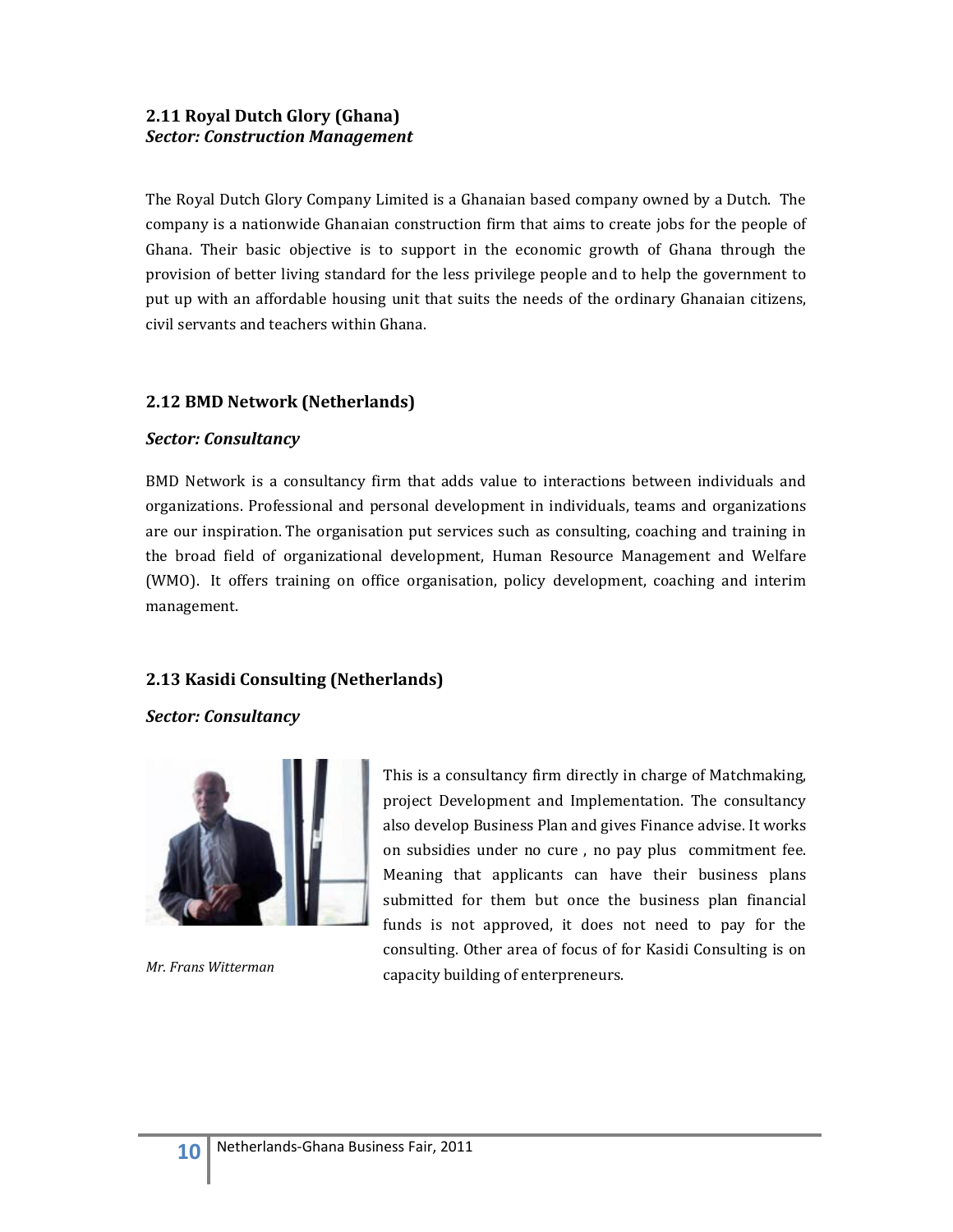## 2.11 Royal Dutch Glory (Ghana)

***Sector: Construction Management***

The Royal Dutch Glory Company Limited is a Ghanaian based company owned by a Dutch. The company is a nationwide Ghanaian construction firm that aims to create jobs for the people of Ghana. Their basic objective is to support in the economic growth of Ghana through the provision of better living standard for the less privilege people and to help the government to put up with an affordable housing unit that suits the needs of the ordinary Ghanaian citizens, civil servants and teachers within Ghana.

## 2.12 BMD Network (Netherlands)

***Sector: Consultancy***

BMD Network is a consultancy firm that adds value to interactions between individuals and organizations. Professional and personal development in individuals, teams and organizations are our inspiration. The organisation put services such as consulting, coaching and training in the broad field of organizational development, Human Resource Management and Welfare (WMO). It offers training on office organisation, policy development, coaching and interim management.

## 2.13 Kasidi Consulting (Netherlands)

***Sector: Consultancy***

*Mr. Frans Witterman*

This is a consultancy firm directly in charge of Matchmaking, project Development and Implementation. The consultancy also develop Business Plan and gives Finance advise. It works on subsidies under no cure , no pay plus commitment fee. Meaning that applicants can have their business plans submitted for them but once the business plan financial funds is not approved, it does not need to pay for the consulting. Other area of focus of for Kasidi Consulting is on capacity building of enterpreneurs.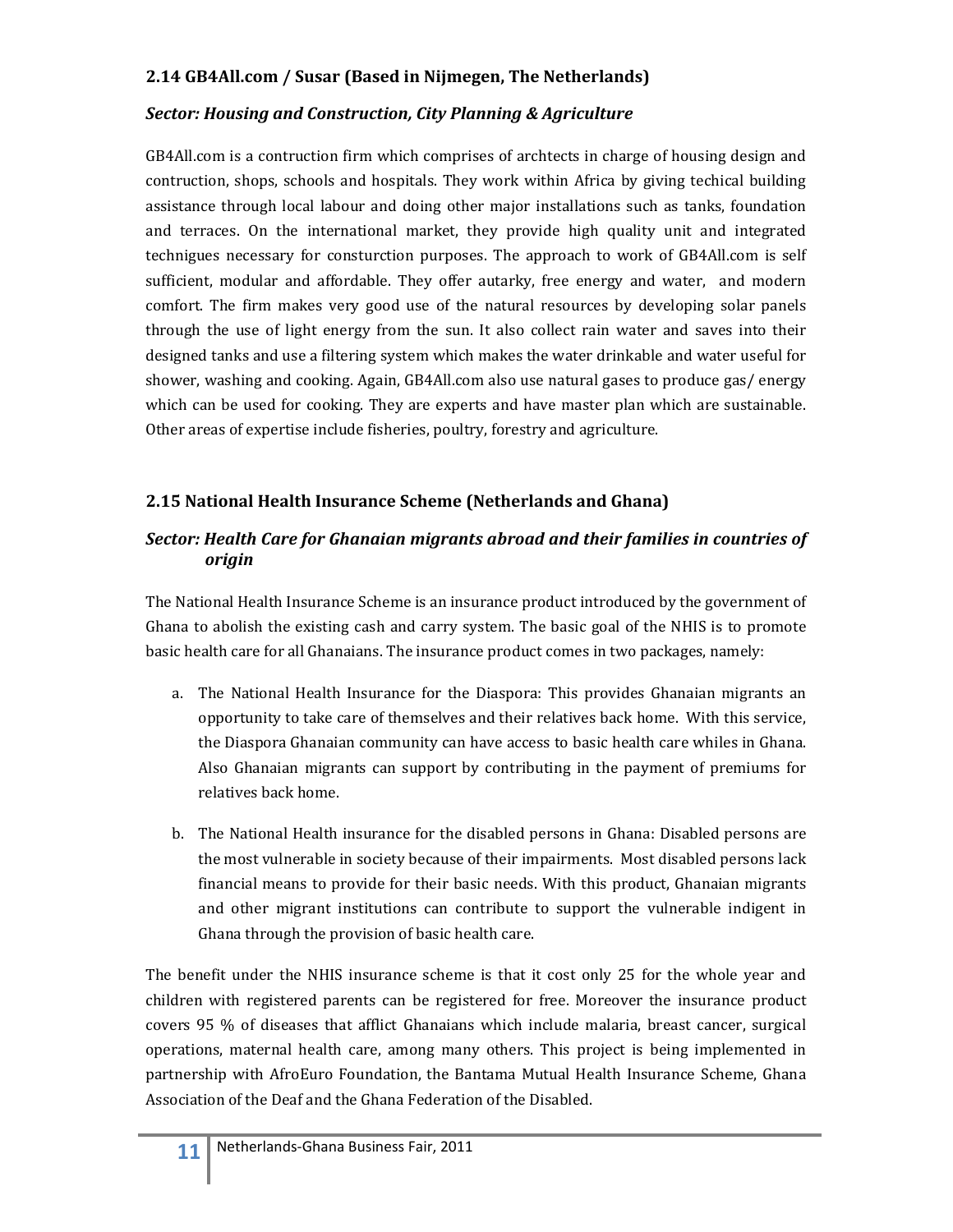## 2.14 GB4All.com / Susar (Based in Nijmegen, The Netherlands)

### *Sector: Housing and Construction, City Planning & Agriculture*

GB4All.com is a contruction firm which comprises of archtects in charge of housing design and contruction, shops, schools and hospitals. They work within Africa by giving techical building assistance through local labour and doing other major installations such as tanks, foundation and terraces. On the international market, they provide high quality unit and integrated technigues necessary for consturction purposes. The approach to work of GB4All.com is self sufficient, modular and affordable. They offer autarky, free energy and water, and modern comfort. The firm makes very good use of the natural resources by developing solar panels through the use of light energy from the sun. It also collect rain water and saves into their designed tanks and use a filtering system which makes the water drinkable and water useful for shower, washing and cooking. Again, GB4All.com also use natural gases to produce gas/ energy which can be used for cooking. They are experts and have master plan which are sustainable. Other areas of expertise include fisheries, poultry, forestry and agriculture.

## 2.15 National Health Insurance Scheme (Netherlands and Ghana)

### *Sector: Health Care for Ghanaian migrants abroad and their families in countries of origin*

The National Health Insurance Scheme is an insurance product introduced by the government of Ghana to abolish the existing cash and carry system. The basic goal of the NHIS is to promote basic health care for all Ghanaians. The insurance product comes in two packages, namely:

a. The National Health Insurance for the Diaspora: This provides Ghanaian migrants an opportunity to take care of themselves and their relatives back home. With this service, the Diaspora Ghanaian community can have access to basic health care whiles in Ghana. Also Ghanaian migrants can support by contributing in the payment of premiums for relatives back home.

b. The National Health insurance for the disabled persons in Ghana: Disabled persons are the most vulnerable in society because of their impairments. Most disabled persons lack financial means to provide for their basic needs. With this product, Ghanaian migrants and other migrant institutions can contribute to support the vulnerable indigent in Ghana through the provision of basic health care.

The benefit under the NHIS insurance scheme is that it cost only 25 for the whole year and children with registered parents can be registered for free. Moreover the insurance product covers 95 % of diseases that afflict Ghanaians which include malaria, breast cancer, surgical operations, maternal health care, among many others. This project is being implemented in partnership with AfroEuro Foundation, the Bantama Mutual Health Insurance Scheme, Ghana Association of the Deaf and the Ghana Federation of the Disabled.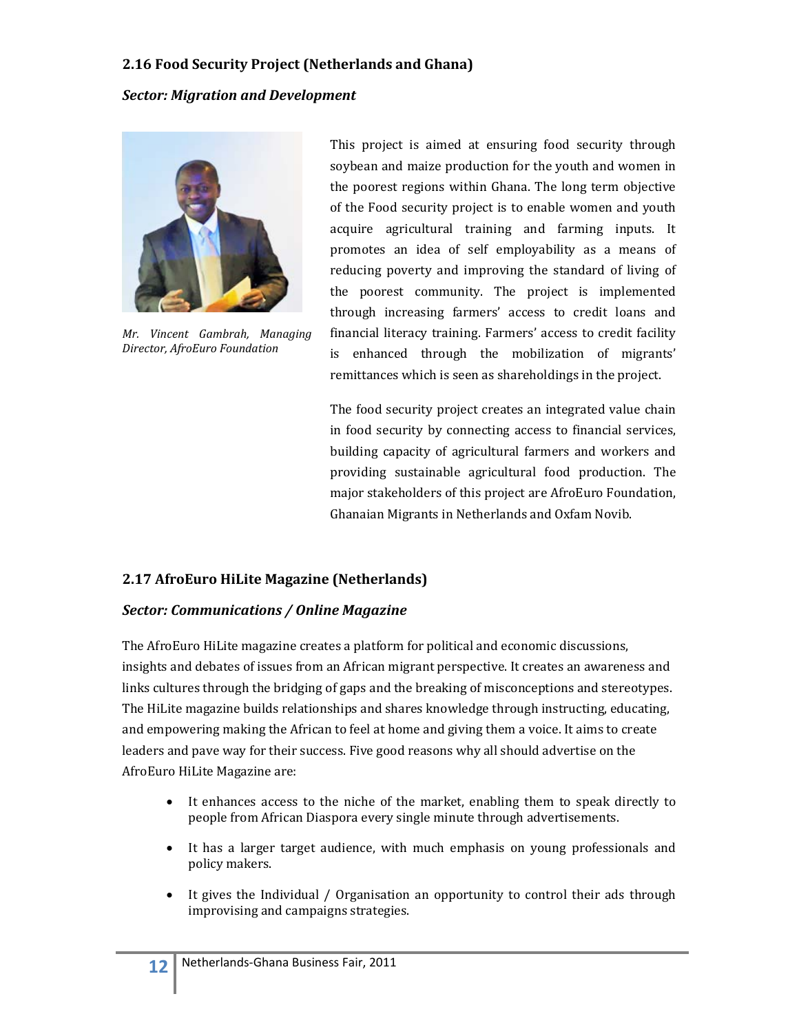### 2.16 Food Security Project (Netherlands and Ghana)

***Sector: Migration and Development***

*Mr. Vincent Gambrah, Managing Director, AfroEuro Foundation*

This project is aimed at ensuring food security through soybean and maize production for the youth and women in the poorest regions within Ghana. The long term objective of the Food security project is to enable women and youth acquire agricultural training and farming inputs. It promotes an idea of self employability as a means of reducing poverty and improving the standard of living of the poorest community. The project is implemented through increasing farmers' access to credit loans and financial literacy training. Farmers' access to credit facility is enhanced through the mobilization of migrants' remittances which is seen as shareholdings in the project.

The food security project creates an integrated value chain in food security by connecting access to financial services, building capacity of agricultural farmers and workers and providing sustainable agricultural food production. The major stakeholders of this project are AfroEuro Foundation, Ghanaian Migrants in Netherlands and Oxfam Novib.

### 2.17 AfroEuro HiLite Magazine (Netherlands)

***Sector: Communications / Online Magazine***

The AfroEuro HiLite magazine creates a platform for political and economic discussions, insights and debates of issues from an African migrant perspective. It creates an awareness and links cultures through the bridging of gaps and the breaking of misconceptions and stereotypes. The HiLite magazine builds relationships and shares knowledge through instructing, educating, and empowering making the African to feel at home and giving them a voice. It aims to create leaders and pave way for their success. Five good reasons why all should advertise on the AfroEuro HiLite Magazine are:

- It enhances access to the niche of the market, enabling them to speak directly to people from African Diaspora every single minute through advertisements.
- It has a larger target audience, with much emphasis on young professionals and policy makers.
- It gives the Individual / Organisation an opportunity to control their ads through improvising and campaigns strategies.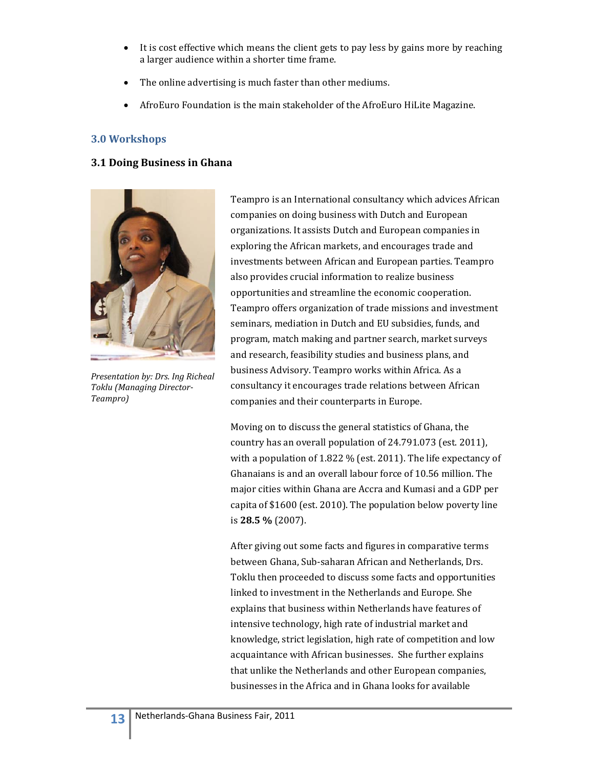- It is cost effective which means the client gets to pay less by gains more by reaching a larger audience within a shorter time frame.
- The online advertising is much faster than other mediums.
- AfroEuro Foundation is the main stakeholder of the AfroEuro HiLite Magazine.

## 3.0 Workshops

### 3.1 Doing Business in Ghana

*Presentation by: Drs. Ing Richeal Toklu (Managing Director-Teampro)*

Teampro is an International consultancy which advices African companies on doing business with Dutch and European organizations. It assists Dutch and European companies in exploring the African markets, and encourages trade and investments between African and European parties. Teampro also provides crucial information to realize business opportunities and streamline the economic cooperation. Teampro offers organization of trade missions and investment seminars, mediation in Dutch and EU subsidies, funds, and program, match making and partner search, market surveys and research, feasibility studies and business plans, and business Advisory. Teampro works within Africa. As a consultancy it encourages trade relations between African companies and their counterparts in Europe.

Moving on to discuss the general statistics of Ghana, the country has an overall population of 24.791.073 (est. 2011), with a population of 1.822 % (est. 2011). The life expectancy of Ghanaians is and an overall labour force of 10.56 million. The major cities within Ghana are Accra and Kumasi and a GDP per capita of $1600 (est. 2010). The population below poverty line is **28.5 %** (2007).

After giving out some facts and figures in comparative terms between Ghana, Sub-saharan African and Netherlands, Drs. Toklu then proceeded to discuss some facts and opportunities linked to investment in the Netherlands and Europe. She explains that business within Netherlands have features of intensive technology, high rate of industrial market and knowledge, strict legislation, high rate of competition and low acquaintance with African businesses. She further explains that unlike the Netherlands and other European companies, businesses in the Africa and in Ghana looks for available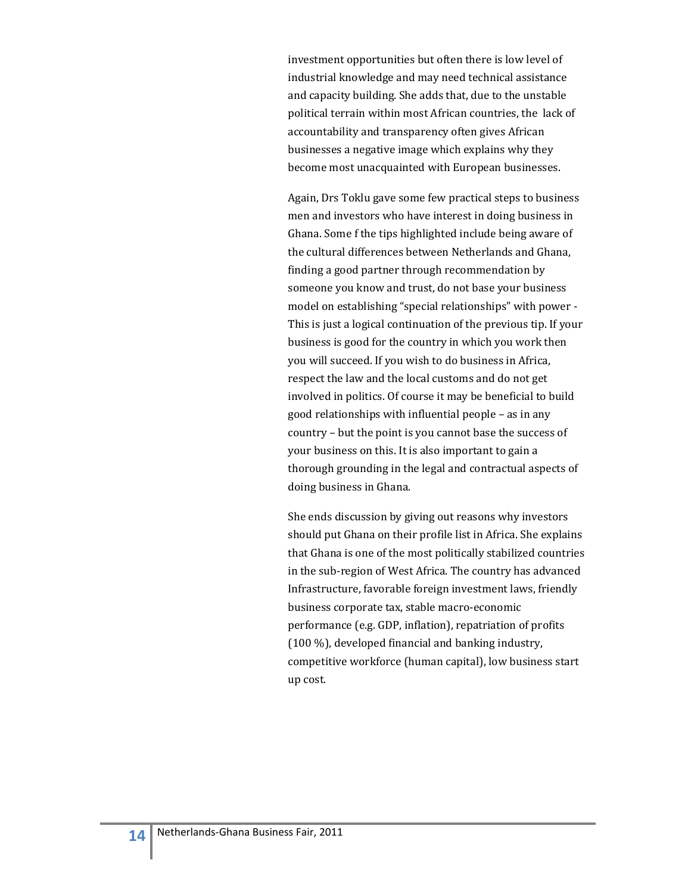investment opportunities but often there is low level of industrial knowledge and may need technical assistance and capacity building. She adds that, due to the unstable political terrain within most African countries, the lack of accountability and transparency often gives African businesses a negative image which explains why they become most unacquainted with European businesses.

Again, Drs Toklu gave some few practical steps to business men and investors who have interest in doing business in Ghana. Some f the tips highlighted include being aware of the cultural differences between Netherlands and Ghana, finding a good partner through recommendation by someone you know and trust, do not base your business model on establishing "special relationships" with power - This is just a logical continuation of the previous tip. If your business is good for the country in which you work then you will succeed. If you wish to do business in Africa, respect the law and the local customs and do not get involved in politics. Of course it may be beneficial to build good relationships with influential people – as in any country – but the point is you cannot base the success of your business on this. It is also important to gain a thorough grounding in the legal and contractual aspects of doing business in Ghana.

She ends discussion by giving out reasons why investors should put Ghana on their profile list in Africa. She explains that Ghana is one of the most politically stabilized countries in the sub-region of West Africa. The country has advanced Infrastructure, favorable foreign investment laws, friendly business corporate tax, stable macro-economic performance (e.g. GDP, inflation), repatriation of profits (100 %), developed financial and banking industry, competitive workforce (human capital), low business start up cost.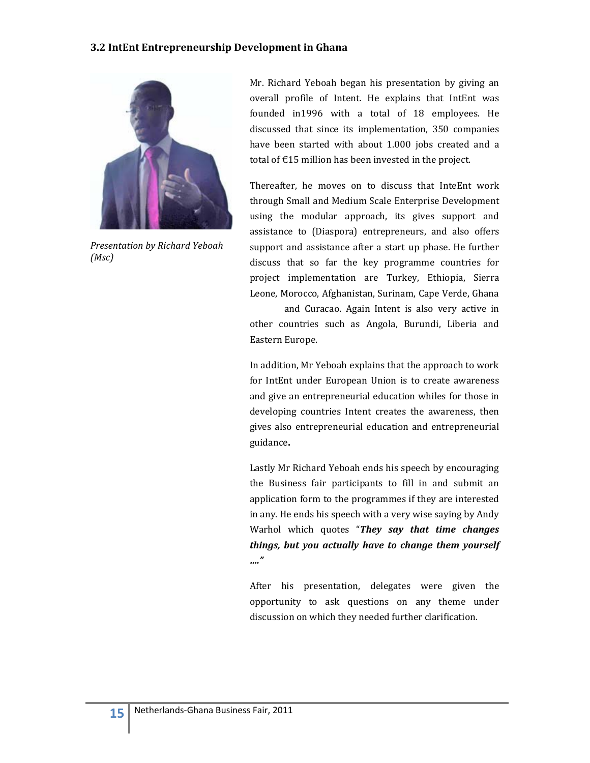### 3.2 IntEnt Entrepreneurship Development in Ghana

*Presentation by Richard Yeboah (Msc)*

Mr. Richard Yeboah began his presentation by giving an overall profile of Intent. He explains that IntEnt was founded in1996 with a total of 18 employees. He discussed that since its implementation, 350 companies have been started with about 1.000 jobs created and a total of €15 million has been invested in the project.

Thereafter, he moves on to discuss that InteEnt work through Small and Medium Scale Enterprise Development using the modular approach, its gives support and assistance to (Diaspora) entrepreneurs, and also offers support and assistance after a start up phase. He further discuss that so far the key programme countries for project implementation are Turkey, Ethiopia, Sierra Leone, Morocco, Afghanistan, Surinam, Cape Verde, Ghana and Curacao. Again Intent is also very active in other countries such as Angola, Burundi, Liberia and Eastern Europe.

In addition, Mr Yeboah explains that the approach to work for IntEnt under European Union is to create awareness and give an entrepreneurial education whiles for those in developing countries Intent creates the awareness, then gives also entrepreneurial education and entrepreneurial guidance.

Lastly Mr Richard Yeboah ends his speech by encouraging the Business fair participants to fill in and submit an application form to the programmes if they are interested in any. He ends his speech with a very wise saying by Andy Warhol which quotes "***They say that time changes things, but you actually have to change them yourself ….***"

After his presentation, delegates were given the opportunity to ask questions on any theme under discussion on which they needed further clarification.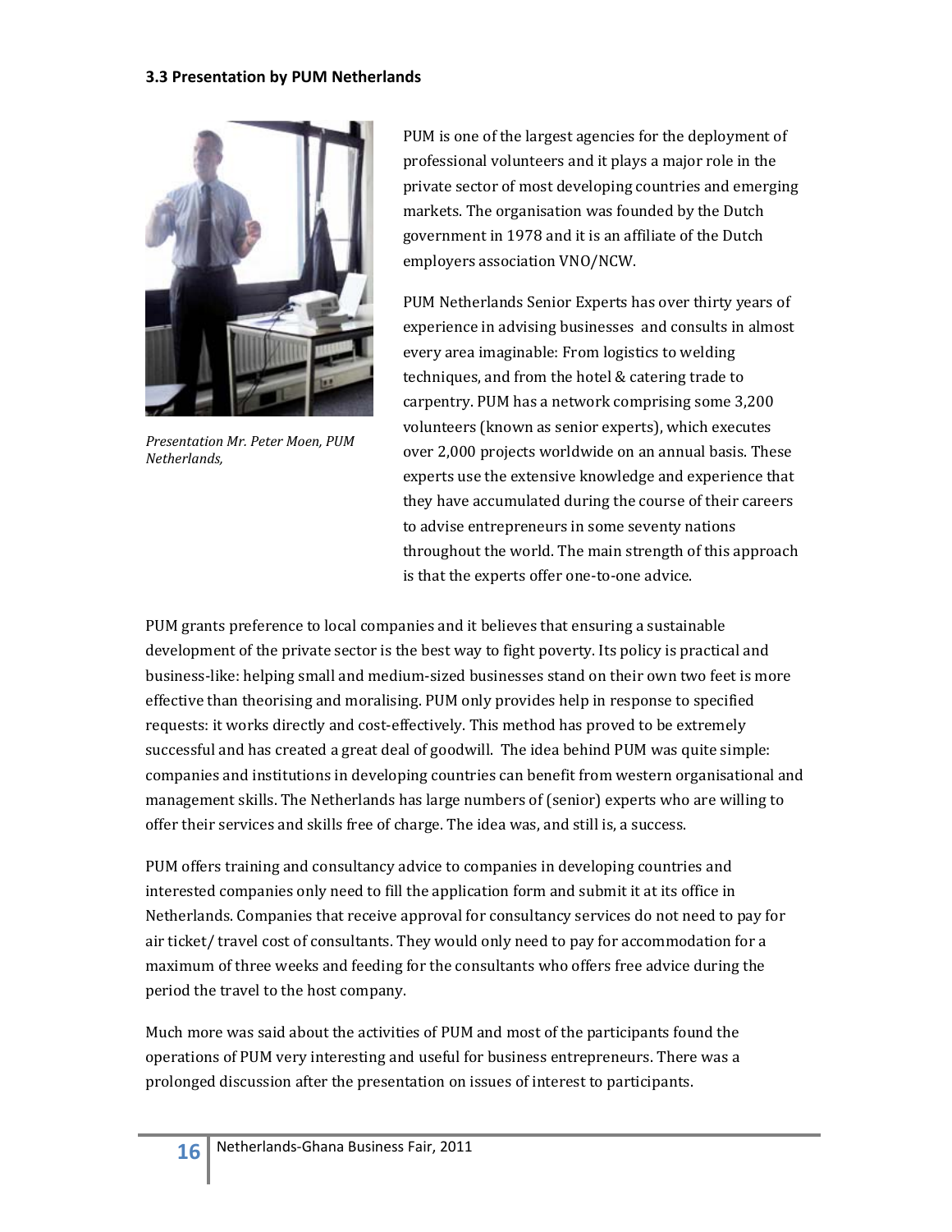### 3.3 Presentation by PUM Netherlands

*Presentation Mr. Peter Moen, PUM Netherlands,*

PUM is one of the largest agencies for the deployment of professional volunteers and it plays a major role in the private sector of most developing countries and emerging markets. The organisation was founded by the Dutch government in 1978 and it is an affiliate of the Dutch employers association VNO/NCW.

PUM Netherlands Senior Experts has over thirty years of experience in advising businesses and consults in almost every area imaginable: From logistics to welding techniques, and from the hotel & catering trade to carpentry. PUM has a network comprising some 3,200 volunteers (known as senior experts), which executes over 2,000 projects worldwide on an annual basis. These experts use the extensive knowledge and experience that they have accumulated during the course of their careers to advise entrepreneurs in some seventy nations throughout the world. The main strength of this approach is that the experts offer one-to-one advice.

PUM grants preference to local companies and it believes that ensuring a sustainable development of the private sector is the best way to fight poverty. Its policy is practical and business-like: helping small and medium-sized businesses stand on their own two feet is more effective than theorising and moralising. PUM only provides help in response to specified requests: it works directly and cost-effectively. This method has proved to be extremely successful and has created a great deal of goodwill. The idea behind PUM was quite simple: companies and institutions in developing countries can benefit from western organisational and management skills. The Netherlands has large numbers of (senior) experts who are willing to offer their services and skills free of charge. The idea was, and still is, a success.

PUM offers training and consultancy advice to companies in developing countries and interested companies only need to fill the application form and submit it at its office in Netherlands. Companies that receive approval for consultancy services do not need to pay for air ticket/ travel cost of consultants. They would only need to pay for accommodation for a maximum of three weeks and feeding for the consultants who offers free advice during the period the travel to the host company.

Much more was said about the activities of PUM and most of the participants found the operations of PUM very interesting and useful for business entrepreneurs. There was a prolonged discussion after the presentation on issues of interest to participants.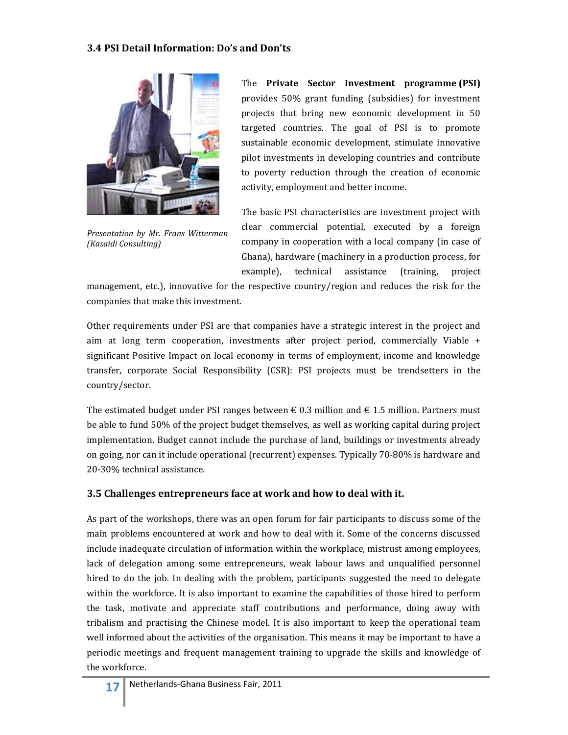### 3.4 PSI Detail Information: Do's and Don'ts

*Presentation by Mr. Frans Witterman (Kasaidi Consulting)*

The **Private Sector Investment programme (PSI)** provides 50% grant funding (subsidies) for investment projects that bring new economic development in 50 targeted countries. The goal of PSI is to promote sustainable economic development, stimulate innovative pilot investments in developing countries and contribute to poverty reduction through the creation of economic activity, employment and better income.

The basic PSI characteristics are investment project with clear commercial potential, executed by a foreign company in cooperation with a local company (in case of Ghana), hardware (machinery in a production process, for example), technical assistance (training, project management, etc.), innovative for the respective country/region and reduces the risk for the companies that make this investment.

Other requirements under PSI are that companies have a strategic interest in the project and aim at long term cooperation, investments after project period, commercially Viable + significant Positive Impact on local economy in terms of employment, income and knowledge transfer, corporate Social Responsibility (CSR): PSI projects must be trendsetters in the country/sector.

The estimated budget under PSI ranges between € 0.3 million and € 1.5 million. Partners must be able to fund 50% of the project budget themselves, as well as working capital during project implementation. Budget cannot include the purchase of land, buildings or investments already on going, nor can it include operational (recurrent) expenses. Typically 70-80% is hardware and 20-30% technical assistance.

### 3.5 Challenges entrepreneurs face at work and how to deal with it.

As part of the workshops, there was an open forum for fair participants to discuss some of the main problems encountered at work and how to deal with it. Some of the concerns discussed include inadequate circulation of information within the workplace, mistrust among employees, lack of delegation among some entrepreneurs, weak labour laws and unqualified personnel hired to do the job. In dealing with the problem, participants suggested the need to delegate within the workforce. It is also important to examine the capabilities of those hired to perform the task, motivate and appreciate staff contributions and performance, doing away with tribalism and practising the Chinese model. It is also important to keep the operational team well informed about the activities of the organisation. This means it may be important to have a periodic meetings and frequent management training to upgrade the skills and knowledge of the workforce.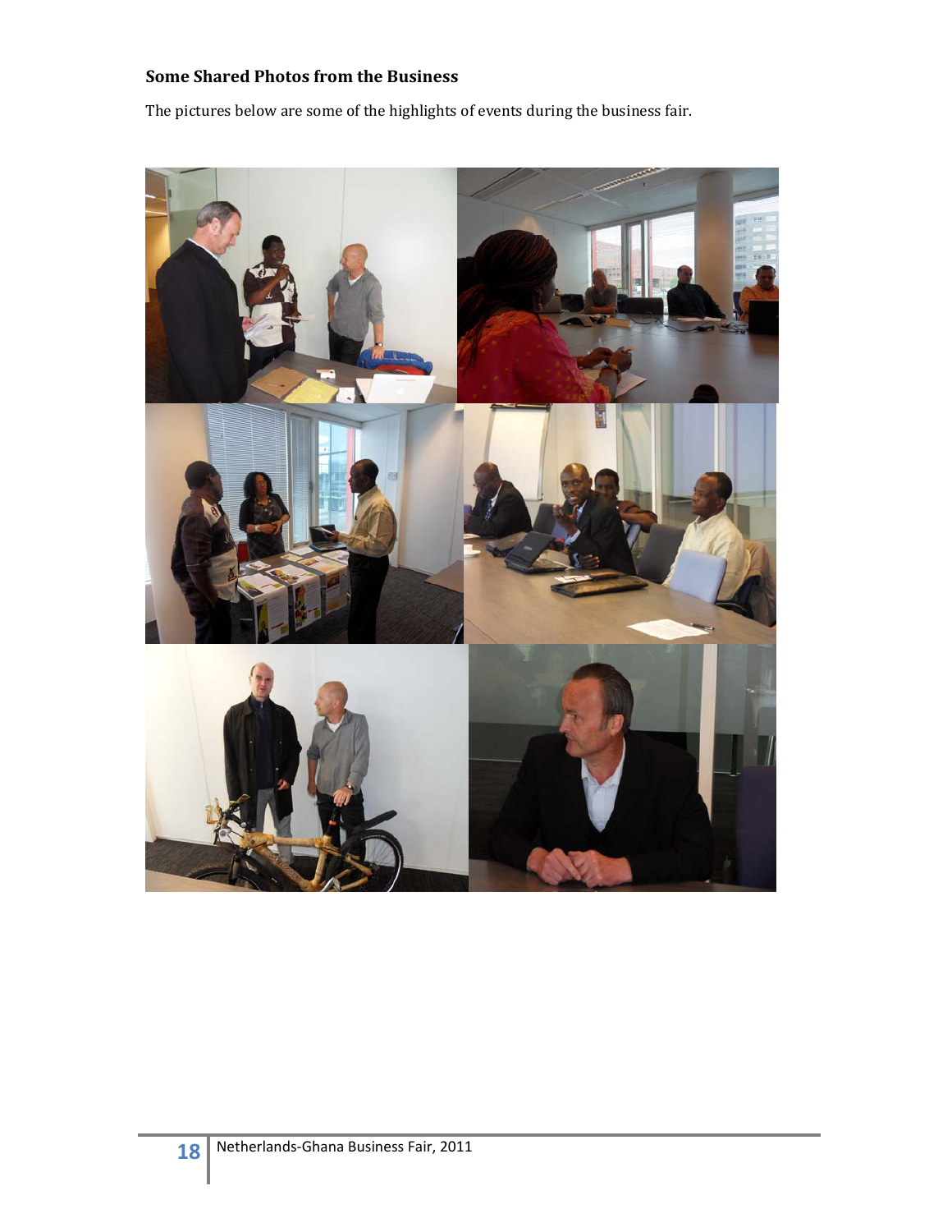## Some Shared Photos from the Business

The pictures below are some of the highlights of events during the business fair.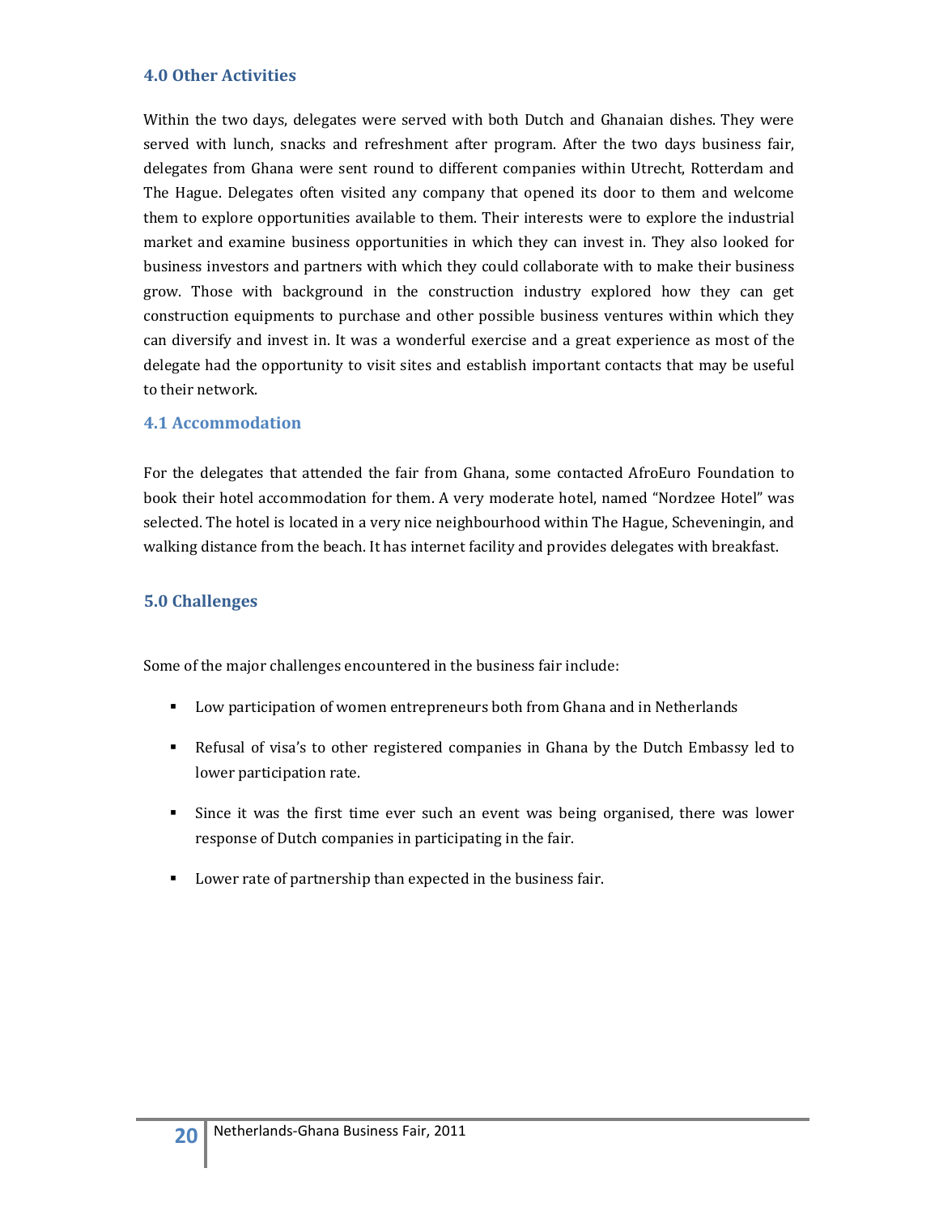## 4.0 Other Activities

Within the two days, delegates were served with both Dutch and Ghanaian dishes. They were served with lunch, snacks and refreshment after program. After the two days business fair, delegates from Ghana were sent round to different companies within Utrecht, Rotterdam and The Hague. Delegates often visited any company that opened its door to them and welcome them to explore opportunities available to them. Their interests were to explore the industrial market and examine business opportunities in which they can invest in. They also looked for business investors and partners with which they could collaborate with to make their business grow. Those with background in the construction industry explored how they can get construction equipments to purchase and other possible business ventures within which they can diversify and invest in. It was a wonderful exercise and a great experience as most of the delegate had the opportunity to visit sites and establish important contacts that may be useful to their network.

### 4.1 Accommodation

For the delegates that attended the fair from Ghana, some contacted AfroEuro Foundation to book their hotel accommodation for them. A very moderate hotel, named "Nordzee Hotel" was selected. The hotel is located in a very nice neighbourhood within The Hague, Scheveningin, and walking distance from the beach. It has internet facility and provides delegates with breakfast.

## 5.0 Challenges

Some of the major challenges encountered in the business fair include:

- Low participation of women entrepreneurs both from Ghana and in Netherlands
- Refusal of visa's to other registered companies in Ghana by the Dutch Embassy led to lower participation rate.
- Since it was the first time ever such an event was being organised, there was lower response of Dutch companies in participating in the fair.
- Lower rate of partnership than expected in the business fair.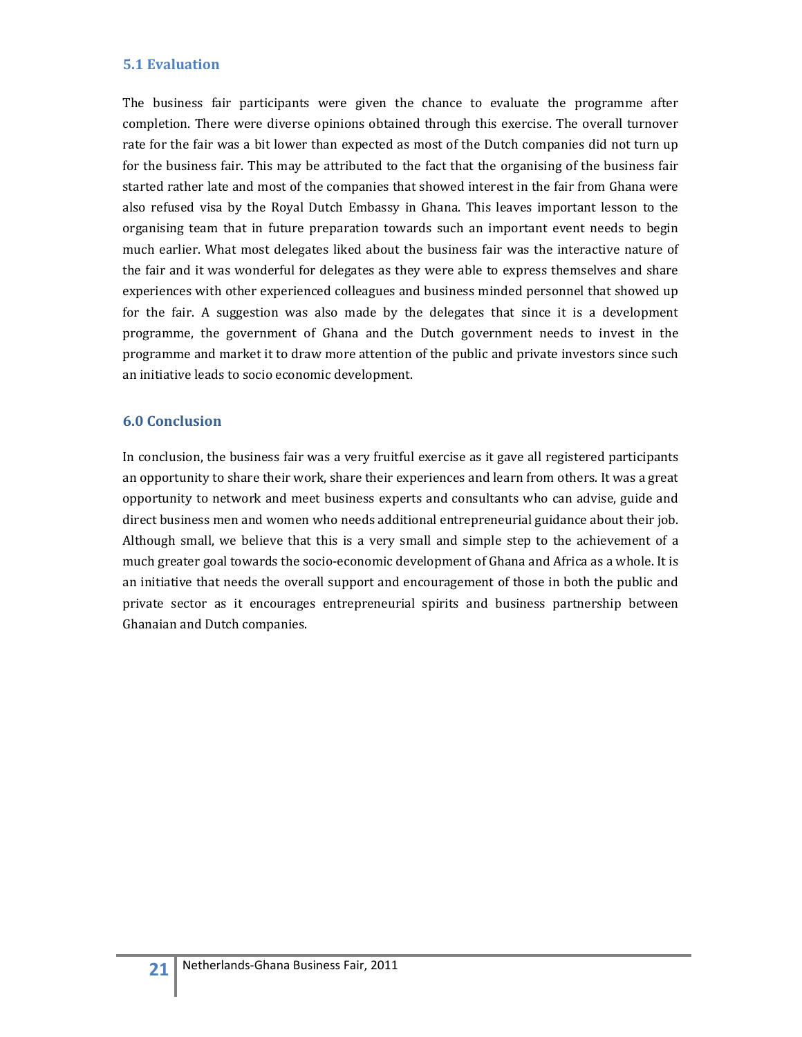## 5.1 Evaluation

The business fair participants were given the chance to evaluate the programme after completion. There were diverse opinions obtained through this exercise. The overall turnover rate for the fair was a bit lower than expected as most of the Dutch companies did not turn up for the business fair. This may be attributed to the fact that the organising of the business fair started rather late and most of the companies that showed interest in the fair from Ghana were also refused visa by the Royal Dutch Embassy in Ghana. This leaves important lesson to the organising team that in future preparation towards such an important event needs to begin much earlier. What most delegates liked about the business fair was the interactive nature of the fair and it was wonderful for delegates as they were able to express themselves and share experiences with other experienced colleagues and business minded personnel that showed up for the fair. A suggestion was also made by the delegates that since it is a development programme, the government of Ghana and the Dutch government needs to invest in the programme and market it to draw more attention of the public and private investors since such an initiative leads to socio economic development.

## 6.0 Conclusion

In conclusion, the business fair was a very fruitful exercise as it gave all registered participants an opportunity to share their work, share their experiences and learn from others. It was a great opportunity to network and meet business experts and consultants who can advise, guide and direct business men and women who needs additional entrepreneurial guidance about their job. Although small, we believe that this is a very small and simple step to the achievement of a much greater goal towards the socio-economic development of Ghana and Africa as a whole. It is an initiative that needs the overall support and encouragement of those in both the public and private sector as it encourages entrepreneurial spirits and business partnership between Ghanaian and Dutch companies.